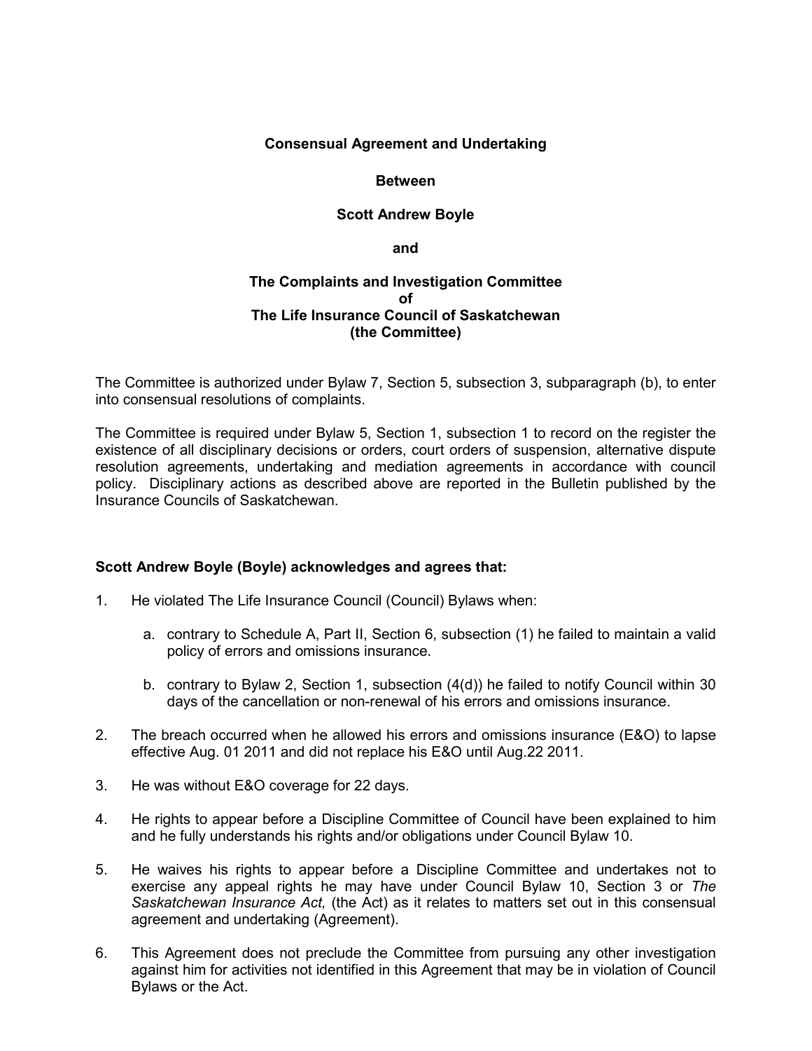**Consensual Agreement and Undertaking**

**Between**

**Scott Andrew Boyle**

**and**

**The Complaints and Investigation Committee
of
The Life Insurance Council of Saskatchewan
(the Committee)**

The Committee is authorized under Bylaw 7, Section 5, subsection 3, subparagraph (b), to enter into consensual resolutions of complaints.

The Committee is required under Bylaw 5, Section 1, subsection 1 to record on the register the existence of all disciplinary decisions or orders, court orders of suspension, alternative dispute resolution agreements, undertaking and mediation agreements in accordance with council policy. Disciplinary actions as described above are reported in the Bulletin published by the Insurance Councils of Saskatchewan.

**Scott Andrew Boyle (Boyle) acknowledges and agrees that:**

1. He violated The Life Insurance Council (Council) Bylaws when:

    a. contrary to Schedule A, Part II, Section 6, subsection (1) he failed to maintain a valid policy of errors and omissions insurance.

    b. contrary to Bylaw 2, Section 1, subsection (4(d)) he failed to notify Council within 30 days of the cancellation or non-renewal of his errors and omissions insurance.

2. The breach occurred when he allowed his errors and omissions insurance (E&O) to lapse effective Aug. 01 2011 and did not replace his E&O until Aug.22 2011.

3. He was without E&O coverage for 22 days.

4. He rights to appear before a Discipline Committee of Council have been explained to him and he fully understands his rights and/or obligations under Council Bylaw 10.

5. He waives his rights to appear before a Discipline Committee and undertakes not to exercise any appeal rights he may have under Council Bylaw 10, Section 3 or *The Saskatchewan Insurance Act,* (the Act) as it relates to matters set out in this consensual agreement and undertaking (Agreement).

6. This Agreement does not preclude the Committee from pursuing any other investigation against him for activities not identified in this Agreement that may be in violation of Council Bylaws or the Act.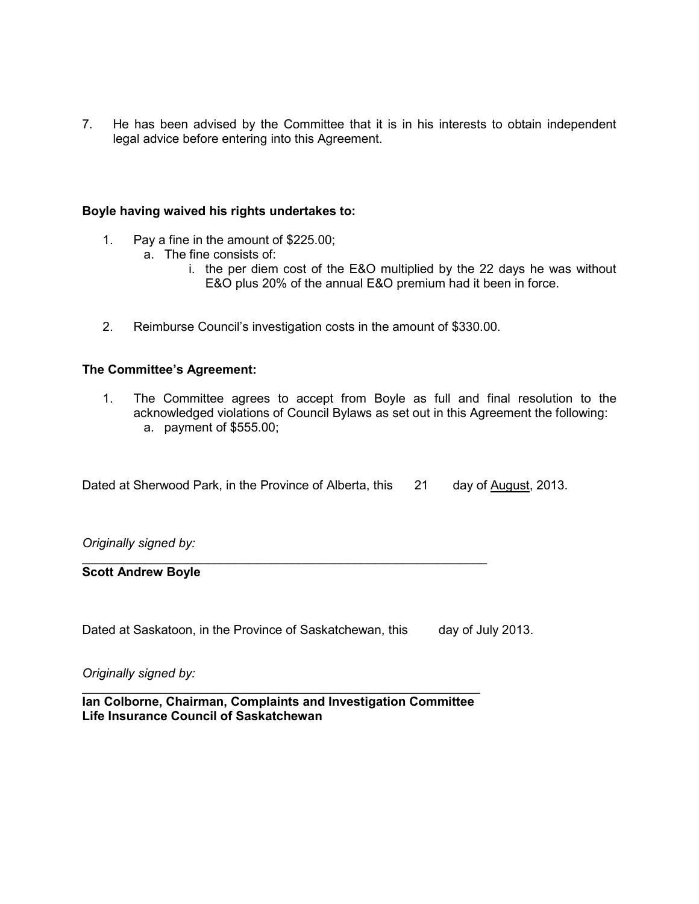7. He has been advised by the Committee that it is in his interests to obtain independent legal advice before entering into this Agreement.

**Boyle having waived his rights undertakes to:**

1. Pay a fine in the amount of $225.00;
   a. The fine consists of:
      i. the per diem cost of the E&O multiplied by the 22 days he was without E&O plus 20% of the annual E&O premium had it been in force.

2. Reimburse Council's investigation costs in the amount of $330.00.

**The Committee's Agreement:**

1. The Committee agrees to accept from Boyle as full and final resolution to the acknowledged violations of Council Bylaws as set out in this Agreement the following:
   a. payment of $555.00;

Dated at Sherwood Park, in the Province of Alberta, this 21 day of August, 2013.

*Originally signed by:*

______________________________________________________________

**Scott Andrew Boyle**

Dated at Saskatoon, in the Province of Saskatchewan, this day of July 2013.

*Originally signed by:*

______________________________________________________________

**Ian Colborne, Chairman, Complaints and Investigation Committee**
**Life Insurance Council of Saskatchewan**